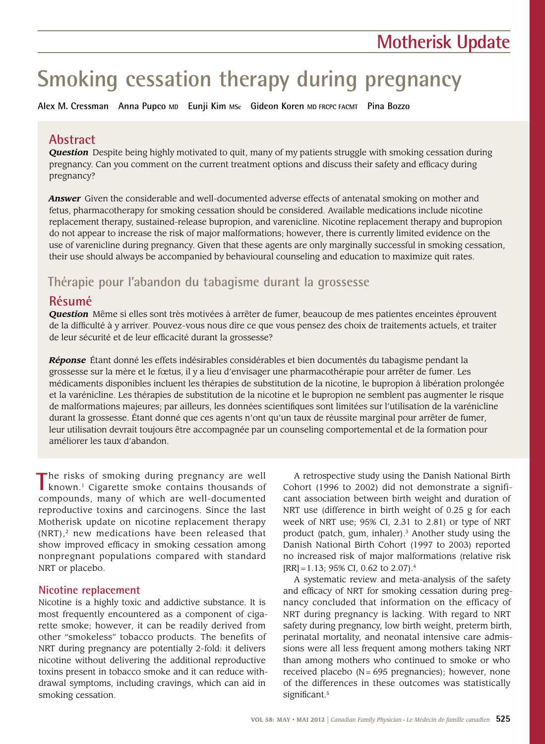# Smoking cessation therapy during pregnancy

**Alex M. Cressman Anna Pupco MD Eunji Kim MSc Gideon Koren MD FRCPC FACMT Pina Bozzo**

## Abstract

***Question*** Despite being highly motivated to quit, many of my patients struggle with smoking cessation during pregnancy. Can you comment on the current treatment options and discuss their safety and efficacy during pregnancy?

***Answer*** Given the considerable and well-documented adverse effects of antenatal smoking on mother and fetus, pharmacotherapy for smoking cessation should be considered. Available medications include nicotine replacement therapy, sustained-release bupropion, and varenicline. Nicotine replacement therapy and bupropion do not appear to increase the risk of major malformations; however, there is currently limited evidence on the use of varenicline during pregnancy. Given that these agents are only marginally successful in smoking cessation, their use should always be accompanied by behavioural counseling and education to maximize quit rates.

## Thérapie pour l'abandon du tabagisme durant la grossesse

## Résumé

***Question*** Même si elles sont très motivées à arrêter de fumer, beaucoup de mes patientes enceintes éprouvent de la difficulté à y arriver. Pouvez-vous nous dire ce que vous pensez des choix de traitements actuels, et traiter de leur sécurité et de leur efficacité durant la grossesse?

***Réponse*** Étant donné les effets indésirables considérables et bien documentés du tabagisme pendant la grossesse sur la mère et le fœtus, il y a lieu d'envisager une pharmacothérapie pour arrêter de fumer. Les médicaments disponibles incluent les thérapies de substitution de la nicotine, le bupropion à libération prolongée et la varénicline. Les thérapies de substitution de la nicotine et le bupropion ne semblent pas augmenter le risque de malformations majeures; par ailleurs, les données scientifiques sont limitées sur l'utilisation de la varénicline durant la grossesse. Étant donné que ces agents n'ont qu'un taux de réussite marginal pour arrêter de fumer, leur utilisation devrait toujours être accompagnée par un counseling comportemental et de la formation pour améliorer les taux d'abandon.

The risks of smoking during pregnancy are well known.[1] Cigarette smoke contains thousands of compounds, many of which are well-documented reproductive toxins and carcinogens. Since the last Motherisk update on nicotine replacement therapy (NRT),[2] new medications have been released that show improved efficacy in smoking cessation among nonpregnant populations compared with standard NRT or placebo.

### Nicotine replacement

Nicotine is a highly toxic and addictive substance. It is most frequently encountered as a component of cigarette smoke; however, it can be readily derived from other "smokeless" tobacco products. The benefits of NRT during pregnancy are potentially 2-fold: it delivers nicotine without delivering the additional reproductive toxins present in tobacco smoke and it can reduce withdrawal symptoms, including cravings, which can aid in smoking cessation.

A retrospective study using the Danish National Birth Cohort (1996 to 2002) did not demonstrate a significant association between birth weight and duration of NRT use (difference in birth weight of 0.25 g for each week of NRT use; 95% CI, 2.31 to 2.81) or type of NRT product (patch, gum, inhaler).[3] Another study using the Danish National Birth Cohort (1997 to 2003) reported no increased risk of major malformations (relative risk [RR] = 1.13; 95% CI, 0.62 to 2.07).[4]

A systematic review and meta-analysis of the safety and efficacy of NRT for smoking cessation during pregnancy concluded that information on the efficacy of NRT during pregnancy is lacking. With regard to NRT safety during pregnancy, low birth weight, preterm birth, perinatal mortality, and neonatal intensive care admissions were all less frequent among mothers taking NRT than among mothers who continued to smoke or who received placebo (N = 695 pregnancies); however, none of the differences in these outcomes was statistically significant.[5]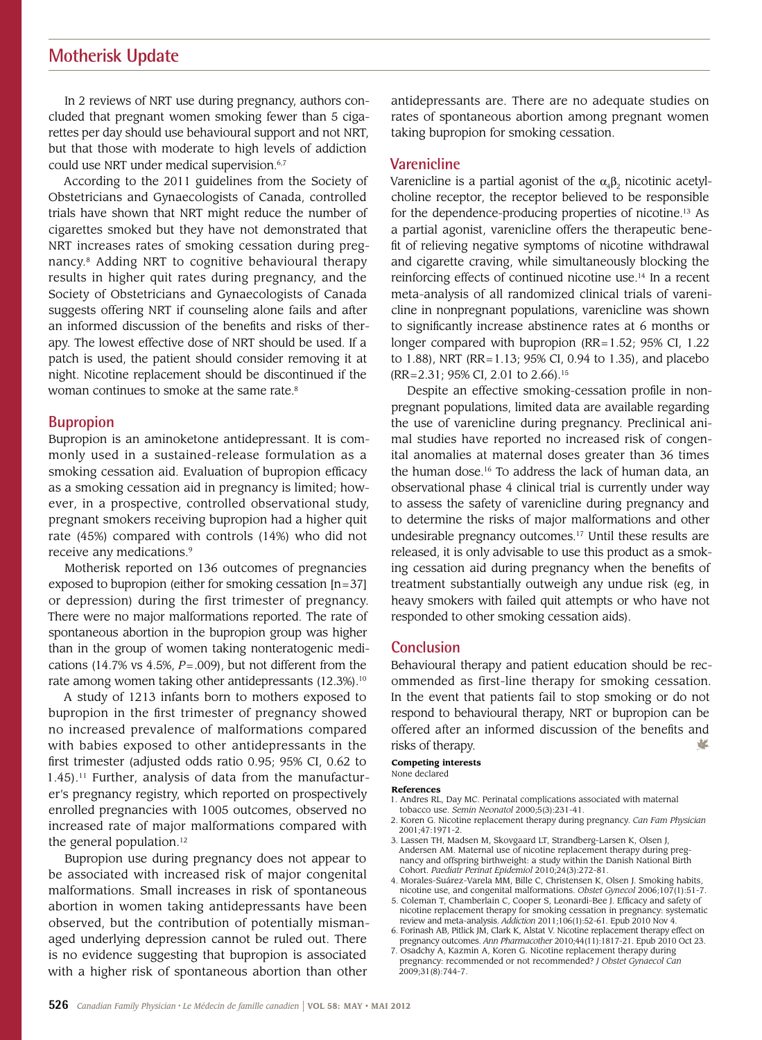In 2 reviews of NRT use during pregnancy, authors concluded that pregnant women smoking fewer than 5 cigarettes per day should use behavioural support and not NRT, but that those with moderate to high levels of addiction could use NRT under medical supervision.[6,7]

According to the 2011 guidelines from the Society of Obstetricians and Gynaecologists of Canada, controlled trials have shown that NRT might reduce the number of cigarettes smoked but they have not demonstrated that NRT increases rates of smoking cessation during pregnancy.[8] Adding NRT to cognitive behavioural therapy results in higher quit rates during pregnancy, and the Society of Obstetricians and Gynaecologists of Canada suggests offering NRT if counseling alone fails and after an informed discussion of the benefits and risks of therapy. The lowest effective dose of NRT should be used. If a patch is used, the patient should consider removing it at night. Nicotine replacement should be discontinued if the woman continues to smoke at the same rate.[8]

## Bupropion

Bupropion is an aminoketone antidepressant. It is commonly used in a sustained-release formulation as a smoking cessation aid. Evaluation of bupropion efficacy as a smoking cessation aid in pregnancy is limited; however, in a prospective, controlled observational study, pregnant smokers receiving bupropion had a higher quit rate (45%) compared with controls (14%) who did not receive any medications.[9]

Motherisk reported on 136 outcomes of pregnancies exposed to bupropion (either for smoking cessation [n=37] or depression) during the first trimester of pregnancy. There were no major malformations reported. The rate of spontaneous abortion in the bupropion group was higher than in the group of women taking nonteratogenic medications (14.7% vs 4.5%, *P*=.009), but not different from the rate among women taking other antidepressants (12.3%).[10]

A study of 1213 infants born to mothers exposed to bupropion in the first trimester of pregnancy showed no increased prevalence of malformations compared with babies exposed to other antidepressants in the first trimester (adjusted odds ratio 0.95; 95% CI, 0.62 to 1.45).[11] Further, analysis of data from the manufacturer's pregnancy registry, which reported on prospectively enrolled pregnancies with 1005 outcomes, observed no increased rate of major malformations compared with the general population.[12]

Bupropion use during pregnancy does not appear to be associated with increased risk of major congenital malformations. Small increases in risk of spontaneous abortion in women taking antidepressants have been observed, but the contribution of potentially mismanaged underlying depression cannot be ruled out. There is no evidence suggesting that bupropion is associated with a higher risk of spontaneous abortion than other antidepressants are. There are no adequate studies on rates of spontaneous abortion among pregnant women taking bupropion for smoking cessation.

## Varenicline

Varenicline is a partial agonist of the $\alpha_4\beta_2$ nicotinic acetylcholine receptor, the receptor believed to be responsible for the dependence-producing properties of nicotine.[13] As a partial agonist, varenicline offers the therapeutic benefit of relieving negative symptoms of nicotine withdrawal and cigarette craving, while simultaneously blocking the reinforcing effects of continued nicotine use.[14] In a recent meta-analysis of all randomized clinical trials of varenicline in nonpregnant populations, varenicline was shown to significantly increase abstinence rates at 6 months or longer compared with bupropion (RR=1.52; 95% CI, 1.22 to 1.88), NRT (RR=1.13; 95% CI, 0.94 to 1.35), and placebo (RR=2.31; 95% CI, 2.01 to 2.66).[15]

Despite an effective smoking-cessation profile in nonpregnant populations, limited data are available regarding the use of varenicline during pregnancy. Preclinical animal studies have reported no increased risk of congenital anomalies at maternal doses greater than 36 times the human dose.[16] To address the lack of human data, an observational phase 4 clinical trial is currently under way to assess the safety of varenicline during pregnancy and to determine the risks of major malformations and other undesirable pregnancy outcomes.[17] Until these results are released, it is only advisable to use this product as a smoking cessation aid during pregnancy when the benefits of treatment substantially outweigh any undue risk (eg, in heavy smokers with failed quit attempts or who have not responded to other smoking cessation aids).

## Conclusion

Behavioural therapy and patient education should be recommended as first-line therapy for smoking cessation. In the event that patients fail to stop smoking or do not respond to behavioural therapy, NRT or bupropion can be offered after an informed discussion of the benefits and risks of therapy.

**Competing interests**
None declared

**References**

1. Andres RL, Day MC. Perinatal complications associated with maternal tobacco use. *Semin Neonatol* 2000;5(3):231-41.
2. Koren G. Nicotine replacement therapy during pregnancy. *Can Fam Physician* 2001;47:1971-2.
3. Lassen TH, Madsen M, Skovgaard LT, Strandberg-Larsen K, Olsen J, Andersen AM. Maternal use of nicotine replacement therapy during pregnancy and offspring birthweight: a study within the Danish National Birth Cohort. *Paediatr Perinat Epidemiol* 2010;24(3):272-81.
4. Morales-Suárez-Varela MM, Bille C, Christensen K, Olsen J. Smoking habits, nicotine use, and congenital malformations. *Obstet Gynecol* 2006;107(1):51-7.
5. Coleman T, Chamberlain C, Cooper S, Leonardi-Bee J. Efficacy and safety of nicotine replacement therapy for smoking cessation in pregnancy: systematic review and meta-analysis. *Addiction* 2011;106(1):52-61. Epub 2010 Nov 4.
6. Forinash AB, Pitlick JM, Clark K, Alstat V. Nicotine replacement therapy effect on pregnancy outcomes. *Ann Pharmacother* 2010;44(11):1817-21. Epub 2010 Oct 23.
7. Osadchy A, Kazmin A, Koren G. Nicotine replacement therapy during pregnancy: recommended or not recommended? *J Obstet Gynaecol Can* 2009;31(8):744-7.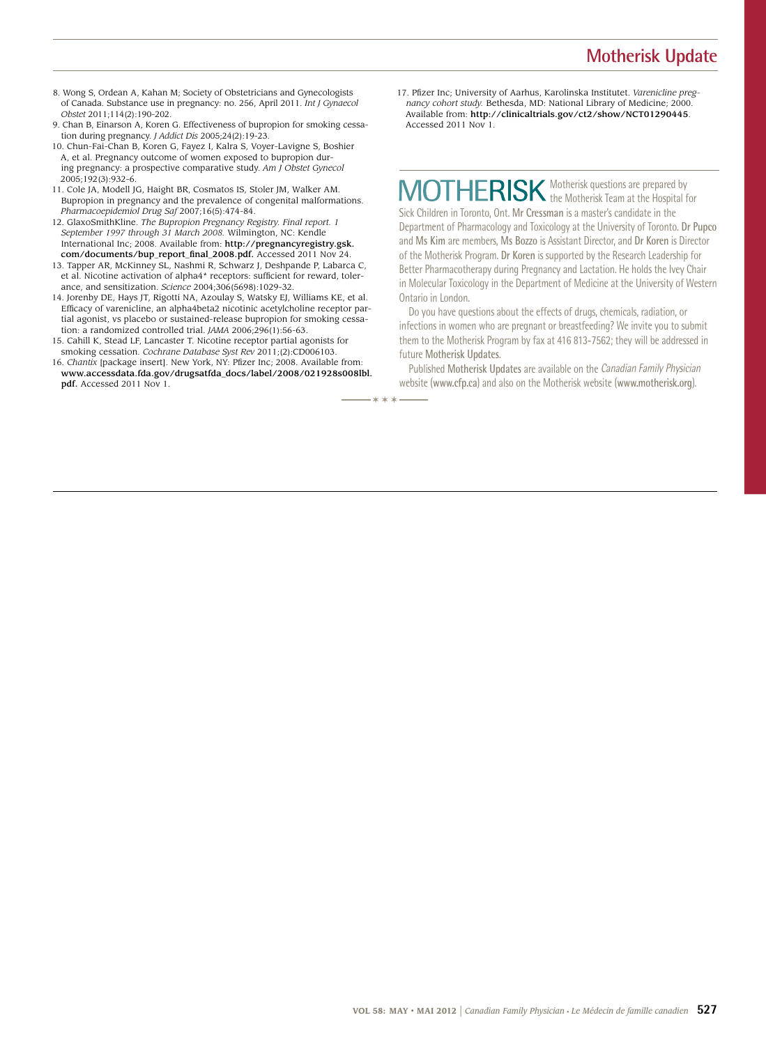8. Wong S, Ordean A, Kahan M; Society of Obstetricians and Gynecologists of Canada. Substance use in pregnancy: no. 256, April 2011. *Int J Gynaecol Obstet* 2011;114(2):190-202.
9. Chan B, Einarson A, Koren G. Effectiveness of bupropion for smoking cessation during pregnancy. *J Addict Dis* 2005;24(2):19-23.
10. Chun-Fai-Chan B, Koren G, Fayez I, Kalra S, Voyer-Lavigne S, Boshier A, et al. Pregnancy outcome of women exposed to bupropion during pregnancy: a prospective comparative study. *Am J Obstet Gynecol* 2005;192(3):932-6.
11. Cole JA, Modell JG, Haight BR, Cosmatos IS, Stoler JM, Walker AM. Bupropion in pregnancy and the prevalence of congenital malformations. *Pharmacoepidemiol Drug Saf* 2007;16(5):474-84.
12. GlaxoSmithKline. *The Bupropion Pregnancy Registry. Final report. 1 September 1997 through 31 March 2008.* Wilmington, NC: Kendle International Inc; 2008. Available from: **http://pregnancyregistry.gsk.com/documents/bup_report_final_2008.pdf.** Accessed 2011 Nov 24.
13. Tapper AR, McKinney SL, Nashmi R, Schwarz J, Deshpande P, Labarca C, et al. Nicotine activation of alpha4* receptors: sufficient for reward, tolerance, and sensitization. *Science* 2004;306(5698):1029-32.
14. Jorenby DE, Hays JT, Rigotti NA, Azoulay S, Watsky EJ, Williams KE, et al. Efficacy of varenicline, an alpha4beta2 nicotinic acetylcholine receptor partial agonist, vs placebo or sustained-release bupropion for smoking cessation: a randomized controlled trial. *JAMA* 2006;296(1):56-63.
15. Cahill K, Stead LF, Lancaster T. Nicotine receptor partial agonists for smoking cessation. *Cochrane Database Syst Rev* 2011;(2):CD006103.
16. *Chantix* [package insert]. New York, NY: Pfizer Inc; 2008. Available from: **www.accessdata.fda.gov/drugsatfda_docs/label/2008/021928s008lbl.pdf.** Accessed 2011 Nov 1.
17. Pfizer Inc; University of Aarhus, Karolinska Institutet. *Varenicline pregnancy cohort study.* Bethesda, MD: National Library of Medicine; 2000. Available from: **http://clinicaltrials.gov/ct2/show/NCT01290445**. Accessed 2011 Nov 1.

**MOTHERISK** Motherisk questions are prepared by the Motherisk Team at the Hospital for Sick Children in Toronto, Ont. **Mr Cressman** is a master's candidate in the Department of Pharmacology and Toxicology at the University of Toronto. **Dr Pupco** and **Ms Kim** are members, **Ms Bozzo** is Assistant Director, and **Dr Koren** is Director of the Motherisk Program. **Dr Koren** is supported by the Research Leadership for Better Pharmacotherapy during Pregnancy and Lactation. He holds the Ivey Chair in Molecular Toxicology in the Department of Medicine at the University of Western Ontario in London.

Do you have questions about the effects of drugs, chemicals, radiation, or infections in women who are pregnant or breastfeeding? We invite you to submit them to the Motherisk Program by fax at 416 813-7562; they will be addressed in future **Motherisk Updates**.

Published **Motherisk Updates** are available on the *Canadian Family Physician* website (**www.cfp.ca**) and also on the Motherisk website (**www.motherisk.org**).

* * *